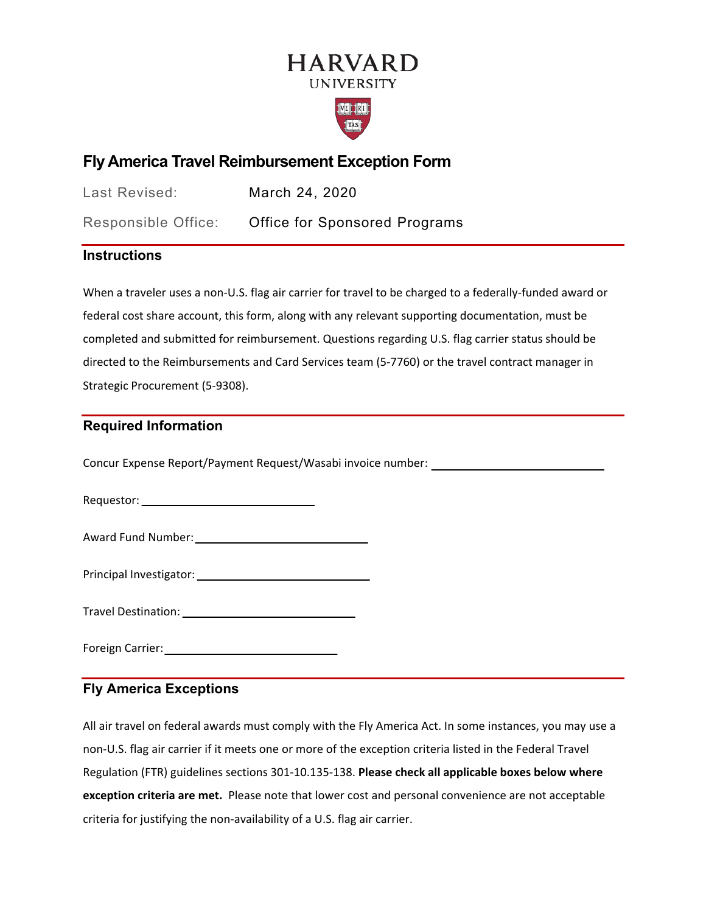HARVARD

UNIVERSITY

# Fly America Travel Reimbursement Exception Form

Last Revised: March 24, 2020

Responsible Office: Office for Sponsored Programs

## Instructions

When a traveler uses a non-U.S. flag air carrier for travel to be charged to a federally-funded award or federal cost share account, this form, along with any relevant supporting documentation, must be completed and submitted for reimbursement. Questions regarding U.S. flag carrier status should be directed to the Reimbursements and Card Services team (5-7760) or the travel contract manager in Strategic Procurement (5-9308).

## Required Information

Concur Expense Report/Payment Request/Wasabi invoice number: ____________________

Requestor: ____________________

Award Fund Number: ____________________

Principal Investigator: ____________________

Travel Destination: ____________________

Foreign Carrier: ____________________

## Fly America Exceptions

All air travel on federal awards must comply with the Fly America Act. In some instances, you may use a non-U.S. flag air carrier if it meets one or more of the exception criteria listed in the Federal Travel Regulation (FTR) guidelines sections 301-10.135-138. **Please check all applicable boxes below where exception criteria are met.** Please note that lower cost and personal convenience are not acceptable criteria for justifying the non-availability of a U.S. flag air carrier.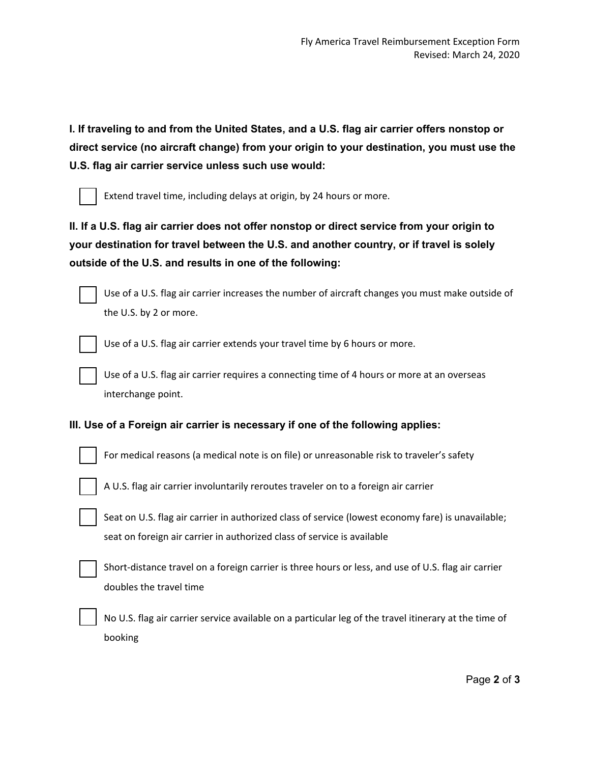**I. If traveling to and from the United States, and a U.S. flag air carrier offers nonstop or direct service (no aircraft change) from your origin to your destination, you must use the U.S. flag air carrier service unless such use would:**

- [ ] Extend travel time, including delays at origin, by 24 hours or more.

**II. If a U.S. flag air carrier does not offer nonstop or direct service from your origin to your destination for travel between the U.S. and another country, or if travel is solely outside of the U.S. and results in one of the following:**

- [ ] Use of a U.S. flag air carrier increases the number of aircraft changes you must make outside of the U.S. by 2 or more.
- [ ] Use of a U.S. flag air carrier extends your travel time by 6 hours or more.
- [ ] Use of a U.S. flag air carrier requires a connecting time of 4 hours or more at an overseas interchange point.

**III. Use of a Foreign air carrier is necessary if one of the following applies:**

- [ ] For medical reasons (a medical note is on file) or unreasonable risk to traveler's safety
- [ ] A U.S. flag air carrier involuntarily reroutes traveler on to a foreign air carrier
- [ ] Seat on U.S. flag air carrier in authorized class of service (lowest economy fare) is unavailable; seat on foreign air carrier in authorized class of service is available
- [ ] Short-distance travel on a foreign carrier is three hours or less, and use of U.S. flag air carrier doubles the travel time
- [ ] No U.S. flag air carrier service available on a particular leg of the travel itinerary at the time of booking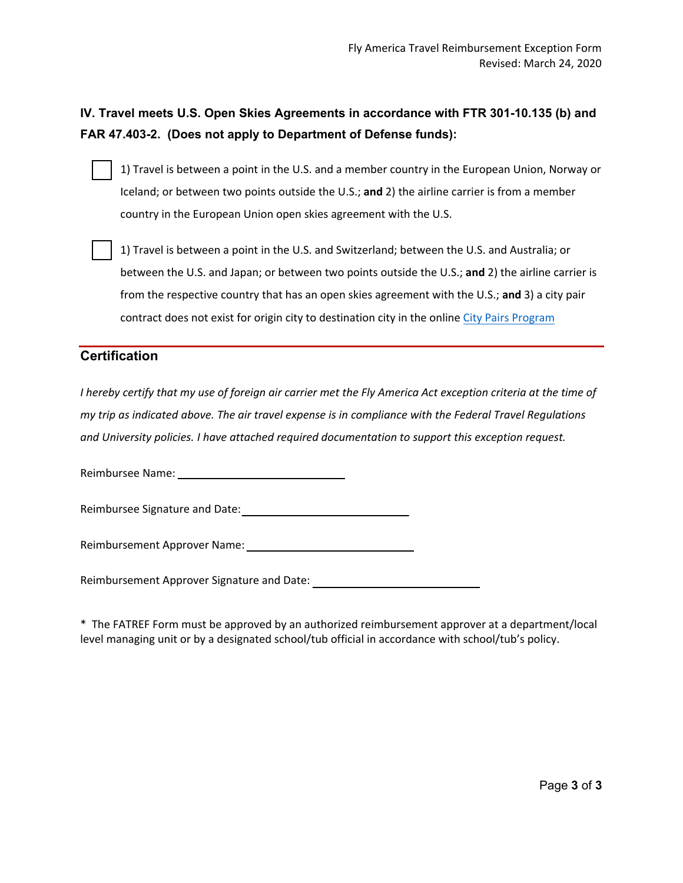### IV. Travel meets U.S. Open Skies Agreements in accordance with FTR 301-10.135 (b) and FAR 47.403-2. (Does not apply to Department of Defense funds):

- [ ] 1) Travel is between a point in the U.S. and a member country in the European Union, Norway or Iceland; or between two points outside the U.S.; **and** 2) the airline carrier is from a member country in the European Union open skies agreement with the U.S.

- [ ] 1) Travel is between a point in the U.S. and Switzerland; between the U.S. and Australia; or between the U.S. and Japan; or between two points outside the U.S.; **and** 2) the airline carrier is from the respective country that has an open skies agreement with the U.S.; **and** 3) a city pair contract does not exist for origin city to destination city in the online City Pairs Program

## Certification

*I hereby certify that my use of foreign air carrier met the Fly America Act exception criteria at the time of my trip as indicated above. The air travel expense is in compliance with the Federal Travel Regulations and University policies. I have attached required documentation to support this exception request.*

Reimbursee Name: ______________________________

Reimbursee Signature and Date: ______________________________

Reimbursement Approver Name: ______________________________

Reimbursement Approver Signature and Date: ______________________________

* The FATREF Form must be approved by an authorized reimbursement approver at a department/local level managing unit or by a designated school/tub official in accordance with school/tub's policy.